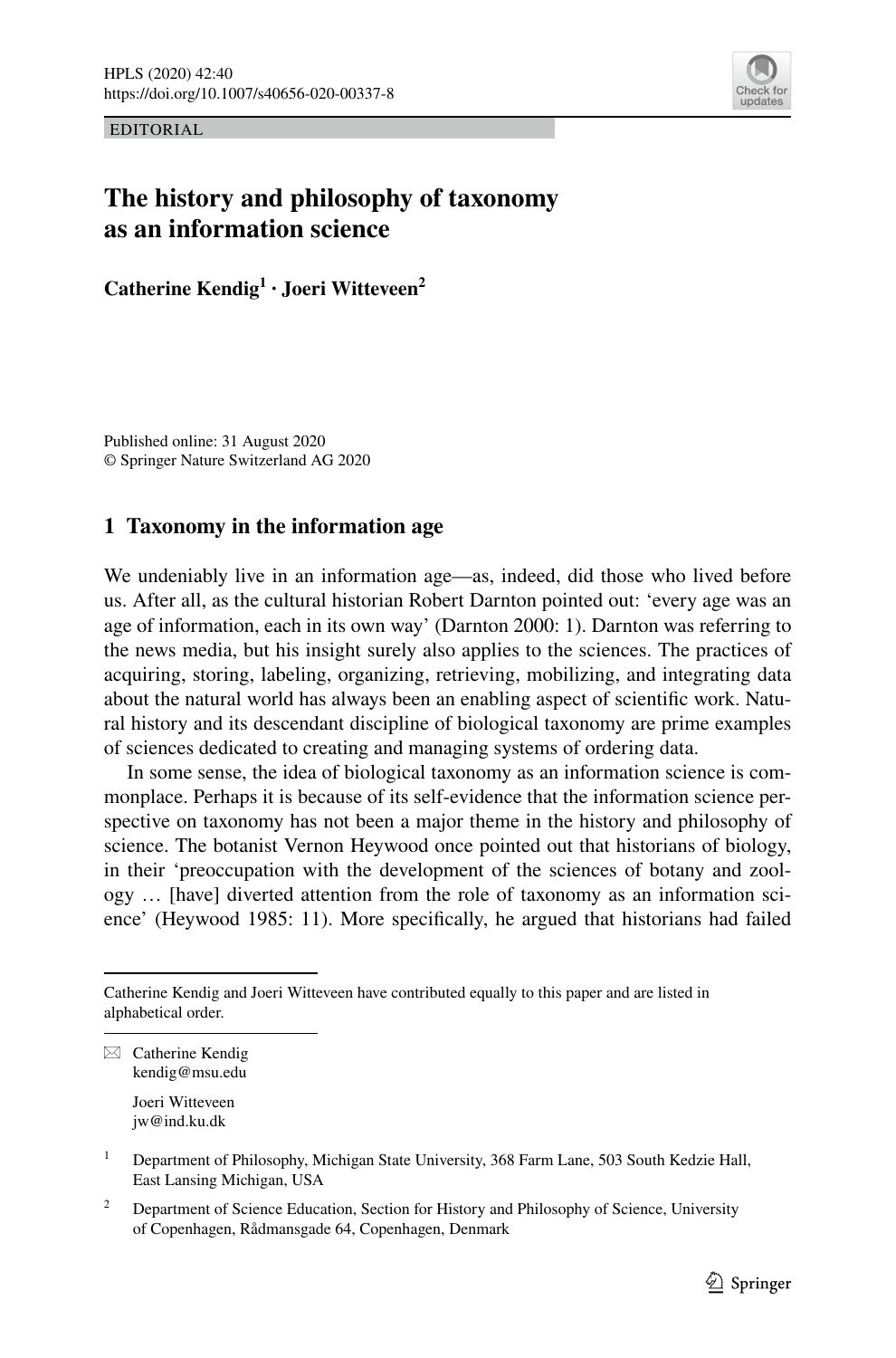EDITORIAL

# The history and philosophy of taxonomy as an information science

**Catherine Kendig[1] · Joeri Witteveen[2]**

Published online: 31 August 2020
© Springer Nature Switzerland AG 2020

## 1 Taxonomy in the information age

We undeniably live in an information age—as, indeed, did those who lived before us. After all, as the cultural historian Robert Darnton pointed out: 'every age was an age of information, each in its own way' (Darnton 2000: 1). Darnton was referring to the news media, but his insight surely also applies to the sciences. The practices of acquiring, storing, labeling, organizing, retrieving, mobilizing, and integrating data about the natural world has always been an enabling aspect of scientific work. Natural history and its descendant discipline of biological taxonomy are prime examples of sciences dedicated to creating and managing systems of ordering data.

In some sense, the idea of biological taxonomy as an information science is commonplace. Perhaps it is because of its self-evidence that the information science perspective on taxonomy has not been a major theme in the history and philosophy of science. The botanist Vernon Heywood once pointed out that historians of biology, in their 'preoccupation with the development of the sciences of botany and zoology … [have] diverted attention from the role of taxonomy as an information science' (Heywood 1985: 11). More specifically, he argued that historians had failed

---

Catherine Kendig and Joeri Witteveen have contributed equally to this paper and are listed in alphabetical order.

✉ Catherine Kendig
kendig@msu.edu

Joeri Witteveen
jw@ind.ku.dk

[1] Department of Philosophy, Michigan State University, 368 Farm Lane, 503 South Kedzie Hall, East Lansing Michigan, USA

[2] Department of Science Education, Section for History and Philosophy of Science, University of Copenhagen, Rådmansgade 64, Copenhagen, Denmark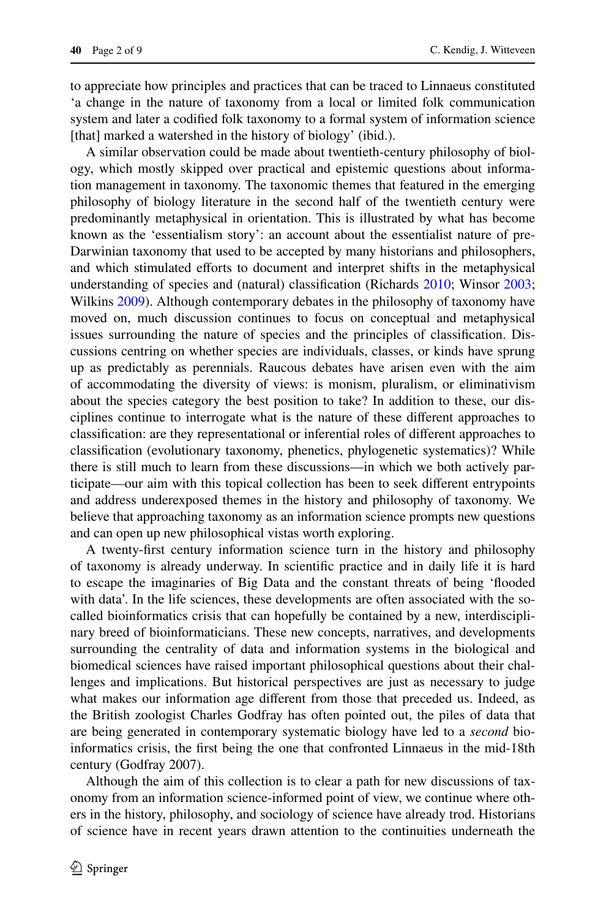to appreciate how principles and practices that can be traced to Linnaeus constituted 'a change in the nature of taxonomy from a local or limited folk communication system and later a codified folk taxonomy to a formal system of information science [that] marked a watershed in the history of biology' (ibid.).

A similar observation could be made about twentieth-century philosophy of biology, which mostly skipped over practical and epistemic questions about information management in taxonomy. The taxonomic themes that featured in the emerging philosophy of biology literature in the second half of the twentieth century were predominantly metaphysical in orientation. This is illustrated by what has become known as the 'essentialism story': an account about the essentialist nature of pre-Darwinian taxonomy that used to be accepted by many historians and philosophers, and which stimulated efforts to document and interpret shifts in the metaphysical understanding of species and (natural) classification (Richards 2010; Winsor 2003; Wilkins 2009). Although contemporary debates in the philosophy of taxonomy have moved on, much discussion continues to focus on conceptual and metaphysical issues surrounding the nature of species and the principles of classification. Discussions centring on whether species are individuals, classes, or kinds have sprung up as predictably as perennials. Raucous debates have arisen even with the aim of accommodating the diversity of views: is monism, pluralism, or eliminativism about the species category the best position to take? In addition to these, our disciplines continue to interrogate what is the nature of these different approaches to classification: are they representational or inferential roles of different approaches to classification (evolutionary taxonomy, phenetics, phylogenetic systematics)? While there is still much to learn from these discussions—in which we both actively participate—our aim with this topical collection has been to seek different entrypoints and address underexposed themes in the history and philosophy of taxonomy. We believe that approaching taxonomy as an information science prompts new questions and can open up new philosophical vistas worth exploring.

A twenty-first century information science turn in the history and philosophy of taxonomy is already underway. In scientific practice and in daily life it is hard to escape the imaginaries of Big Data and the constant threats of being 'flooded with data'. In the life sciences, these developments are often associated with the so-called bioinformatics crisis that can hopefully be contained by a new, interdisciplinary breed of bioinformaticians. These new concepts, narratives, and developments surrounding the centrality of data and information systems in the biological and biomedical sciences have raised important philosophical questions about their challenges and implications. But historical perspectives are just as necessary to judge what makes our information age different from those that preceded us. Indeed, as the British zoologist Charles Godfray has often pointed out, the piles of data that are being generated in contemporary systematic biology have led to a *second* bioinformatics crisis, the first being the one that confronted Linnaeus in the mid-18th century (Godfray 2007).

Although the aim of this collection is to clear a path for new discussions of taxonomy from an information science-informed point of view, we continue where others in the history, philosophy, and sociology of science have already trod. Historians of science have in recent years drawn attention to the continuities underneath the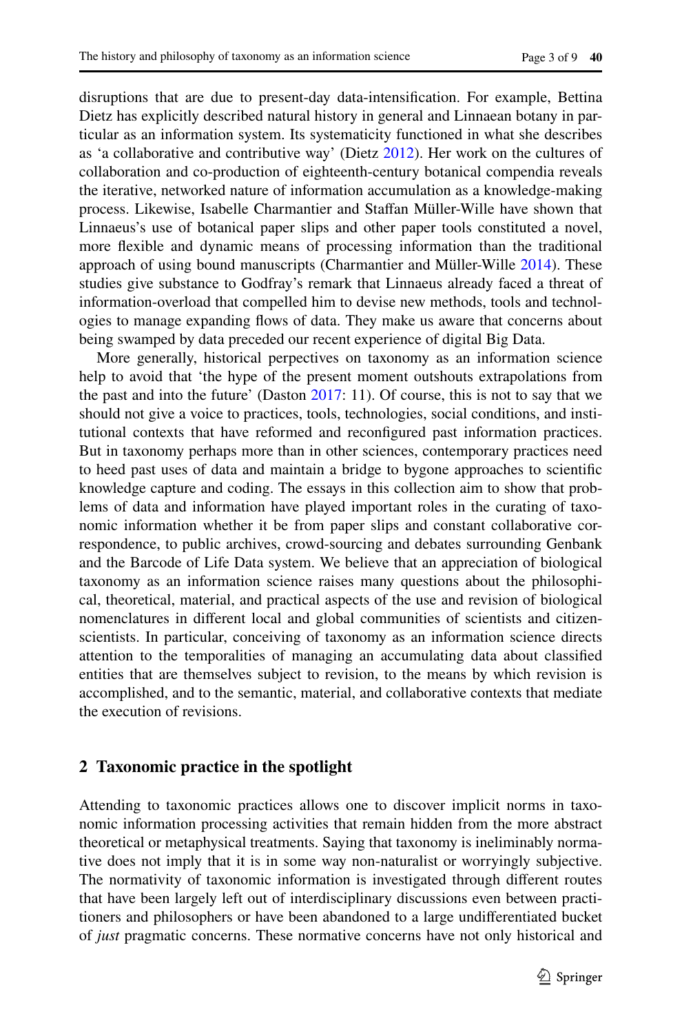disruptions that are due to present-day data-intensification. For example, Bettina Dietz has explicitly described natural history in general and Linnaean botany in particular as an information system. Its systematicity functioned in what she describes as 'a collaborative and contributive way' (Dietz 2012). Her work on the cultures of collaboration and co-production of eighteenth-century botanical compendia reveals the iterative, networked nature of information accumulation as a knowledge-making process. Likewise, Isabelle Charmantier and Staffan Müller-Wille have shown that Linnaeus's use of botanical paper slips and other paper tools constituted a novel, more flexible and dynamic means of processing information than the traditional approach of using bound manuscripts (Charmantier and Müller-Wille 2014). These studies give substance to Godfray's remark that Linnaeus already faced a threat of information-overload that compelled him to devise new methods, tools and technologies to manage expanding flows of data. They make us aware that concerns about being swamped by data preceded our recent experience of digital Big Data.

More generally, historical perpectives on taxonomy as an information science help to avoid that 'the hype of the present moment outshouts extrapolations from the past and into the future' (Daston 2017: 11). Of course, this is not to say that we should not give a voice to practices, tools, technologies, social conditions, and institutional contexts that have reformed and reconfigured past information practices. But in taxonomy perhaps more than in other sciences, contemporary practices need to heed past uses of data and maintain a bridge to bygone approaches to scientific knowledge capture and coding. The essays in this collection aim to show that problems of data and information have played important roles in the curating of taxonomic information whether it be from paper slips and constant collaborative correspondence, to public archives, crowd-sourcing and debates surrounding Genbank and the Barcode of Life Data system. We believe that an appreciation of biological taxonomy as an information science raises many questions about the philosophical, theoretical, material, and practical aspects of the use and revision of biological nomenclatures in different local and global communities of scientists and citizen-scientists. In particular, conceiving of taxonomy as an information science directs attention to the temporalities of managing an accumulating data about classified entities that are themselves subject to revision, to the means by which revision is accomplished, and to the semantic, material, and collaborative contexts that mediate the execution of revisions.

## 2 Taxonomic practice in the spotlight

Attending to taxonomic practices allows one to discover implicit norms in taxonomic information processing activities that remain hidden from the more abstract theoretical or metaphysical treatments. Saying that taxonomy is ineliminably normative does not imply that it is in some way non-naturalist or worryingly subjective. The normativity of taxonomic information is investigated through different routes that have been largely left out of interdisciplinary discussions even between practitioners and philosophers or have been abandoned to a large undifferentiated bucket of *just* pragmatic concerns. These normative concerns have not only historical and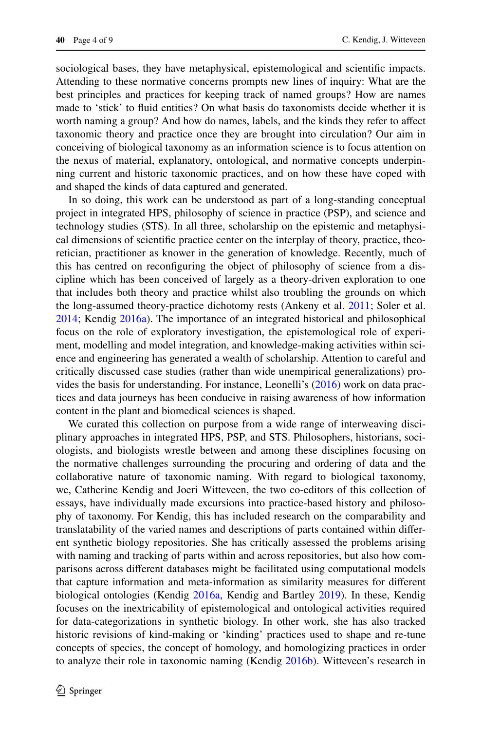sociological bases, they have metaphysical, epistemological and scientific impacts. Attending to these normative concerns prompts new lines of inquiry: What are the best principles and practices for keeping track of named groups? How are names made to 'stick' to fluid entities? On what basis do taxonomists decide whether it is worth naming a group? And how do names, labels, and the kinds they refer to affect taxonomic theory and practice once they are brought into circulation? Our aim in conceiving of biological taxonomy as an information science is to focus attention on the nexus of material, explanatory, ontological, and normative concepts underpinning current and historic taxonomic practices, and on how these have coped with and shaped the kinds of data captured and generated.

In so doing, this work can be understood as part of a long-standing conceptual project in integrated HPS, philosophy of science in practice (PSP), and science and technology studies (STS). In all three, scholarship on the epistemic and metaphysical dimensions of scientific practice center on the interplay of theory, practice, theoretician, practitioner as knower in the generation of knowledge. Recently, much of this has centred on reconfiguring the object of philosophy of science from a discipline which has been conceived of largely as a theory-driven exploration to one that includes both theory and practice whilst also troubling the grounds on which the long-assumed theory-practice dichotomy rests (Ankeny et al. 2011; Soler et al. 2014; Kendig 2016a). The importance of an integrated historical and philosophical focus on the role of exploratory investigation, the epistemological role of experiment, modelling and model integration, and knowledge-making activities within science and engineering has generated a wealth of scholarship. Attention to careful and critically discussed case studies (rather than wide unempirical generalizations) provides the basis for understanding. For instance, Leonelli's (2016) work on data practices and data journeys has been conducive in raising awareness of how information content in the plant and biomedical sciences is shaped.

We curated this collection on purpose from a wide range of interweaving disciplinary approaches in integrated HPS, PSP, and STS. Philosophers, historians, sociologists, and biologists wrestle between and among these disciplines focusing on the normative challenges surrounding the procuring and ordering of data and the collaborative nature of taxonomic naming. With regard to biological taxonomy, we, Catherine Kendig and Joeri Witteveen, the two co-editors of this collection of essays, have individually made excursions into practice-based history and philosophy of taxonomy. For Kendig, this has included research on the comparability and translatability of the varied names and descriptions of parts contained within different synthetic biology repositories. She has critically assessed the problems arising with naming and tracking of parts within and across repositories, but also how comparisons across different databases might be facilitated using computational models that capture information and meta-information as similarity measures for different biological ontologies (Kendig 2016a, Kendig and Bartley 2019). In these, Kendig focuses on the inextricability of epistemological and ontological activities required for data-categorizations in synthetic biology. In other work, she has also tracked historic revisions of kind-making or 'kinding' practices used to shape and re-tune concepts of species, the concept of homology, and homologizing practices in order to analyze their role in taxonomic naming (Kendig 2016b). Witteveen's research in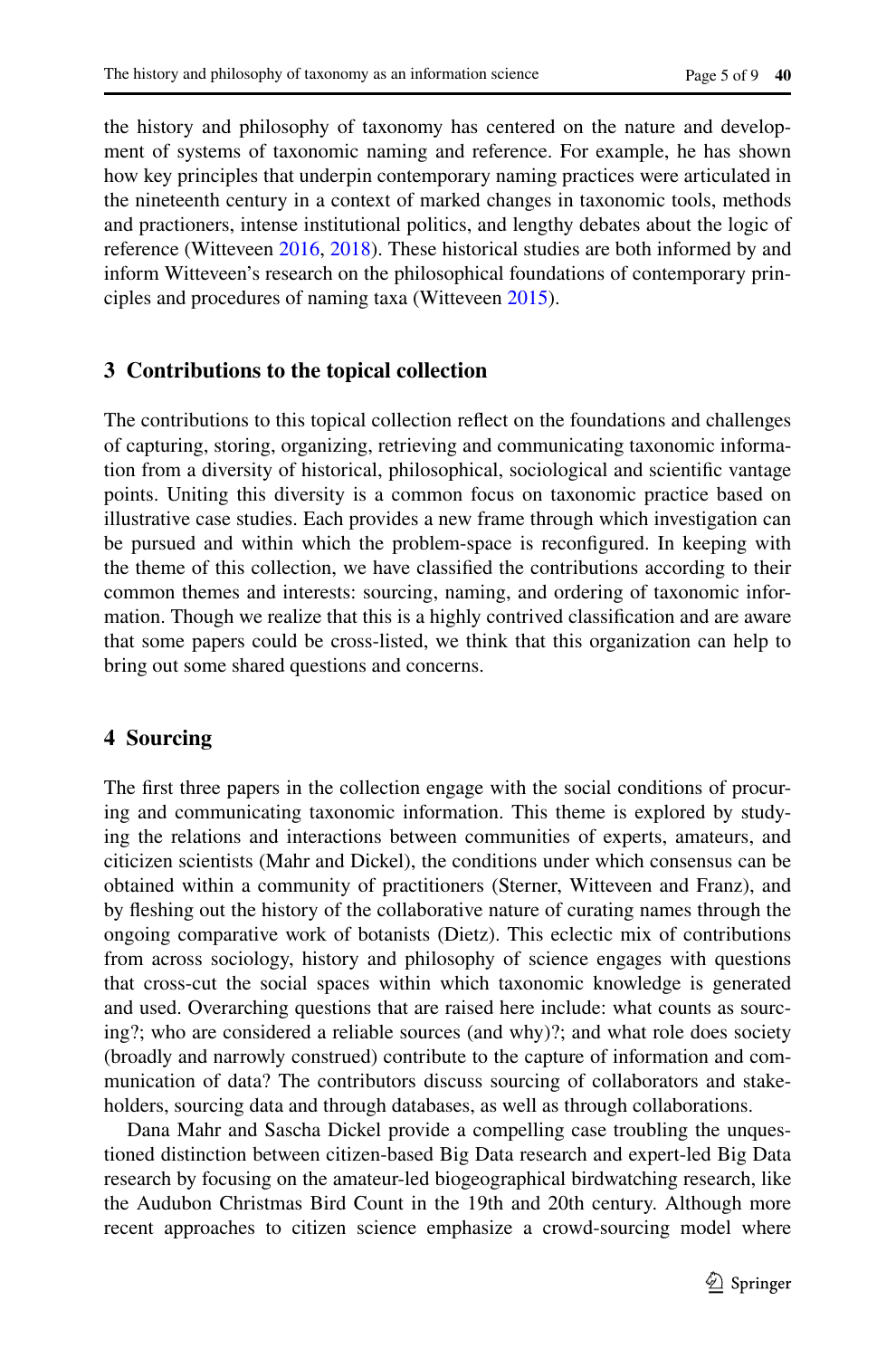the history and philosophy of taxonomy has centered on the nature and development of systems of taxonomic naming and reference. For example, he has shown how key principles that underpin contemporary naming practices were articulated in the nineteenth century in a context of marked changes in taxonomic tools, methods and practioners, intense institutional politics, and lengthy debates about the logic of reference (Witteveen 2016, 2018). These historical studies are both informed by and inform Witteveen's research on the philosophical foundations of contemporary principles and procedures of naming taxa (Witteveen 2015).

## 3 Contributions to the topical collection

The contributions to this topical collection reflect on the foundations and challenges of capturing, storing, organizing, retrieving and communicating taxonomic information from a diversity of historical, philosophical, sociological and scientific vantage points. Uniting this diversity is a common focus on taxonomic practice based on illustrative case studies. Each provides a new frame through which investigation can be pursued and within which the problem-space is reconfigured. In keeping with the theme of this collection, we have classified the contributions according to their common themes and interests: sourcing, naming, and ordering of taxonomic information. Though we realize that this is a highly contrived classification and are aware that some papers could be cross-listed, we think that this organization can help to bring out some shared questions and concerns.

## 4 Sourcing

The first three papers in the collection engage with the social conditions of procuring and communicating taxonomic information. This theme is explored by studying the relations and interactions between communities of experts, amateurs, and citicizen scientists (Mahr and Dickel), the conditions under which consensus can be obtained within a community of practitioners (Sterner, Witteveen and Franz), and by fleshing out the history of the collaborative nature of curating names through the ongoing comparative work of botanists (Dietz). This eclectic mix of contributions from across sociology, history and philosophy of science engages with questions that cross-cut the social spaces within which taxonomic knowledge is generated and used. Overarching questions that are raised here include: what counts as sourcing?; who are considered a reliable sources (and why)?; and what role does society (broadly and narrowly construed) contribute to the capture of information and communication of data? The contributors discuss sourcing of collaborators and stakeholders, sourcing data and through databases, as well as through collaborations.

Dana Mahr and Sascha Dickel provide a compelling case troubling the unquestioned distinction between citizen-based Big Data research and expert-led Big Data research by focusing on the amateur-led biogeographical birdwatching research, like the Audubon Christmas Bird Count in the 19th and 20th century. Although more recent approaches to citizen science emphasize a crowd-sourcing model where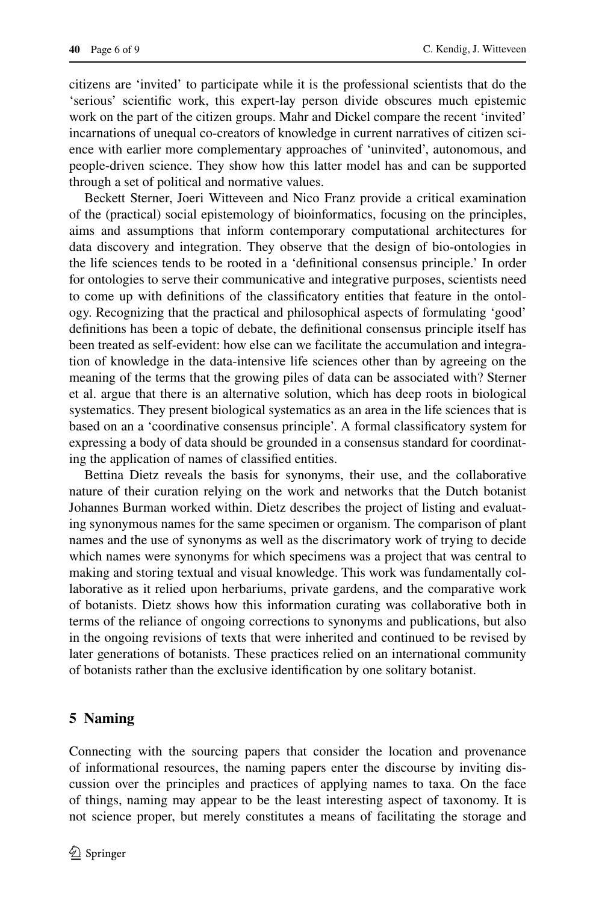citizens are 'invited' to participate while it is the professional scientists that do the 'serious' scientific work, this expert-lay person divide obscures much epistemic work on the part of the citizen groups. Mahr and Dickel compare the recent 'invited' incarnations of unequal co-creators of knowledge in current narratives of citizen science with earlier more complementary approaches of 'uninvited', autonomous, and people-driven science. They show how this latter model has and can be supported through a set of political and normative values.

Beckett Sterner, Joeri Witteveen and Nico Franz provide a critical examination of the (practical) social epistemology of bioinformatics, focusing on the principles, aims and assumptions that inform contemporary computational architectures for data discovery and integration. They observe that the design of bio-ontologies in the life sciences tends to be rooted in a 'definitional consensus principle.' In order for ontologies to serve their communicative and integrative purposes, scientists need to come up with definitions of the classificatory entities that feature in the ontology. Recognizing that the practical and philosophical aspects of formulating 'good' definitions has been a topic of debate, the definitional consensus principle itself has been treated as self-evident: how else can we facilitate the accumulation and integration of knowledge in the data-intensive life sciences other than by agreeing on the meaning of the terms that the growing piles of data can be associated with? Sterner et al. argue that there is an alternative solution, which has deep roots in biological systematics. They present biological systematics as an area in the life sciences that is based on an a 'coordinative consensus principle'. A formal classificatory system for expressing a body of data should be grounded in a consensus standard for coordinating the application of names of classified entities.

Bettina Dietz reveals the basis for synonyms, their use, and the collaborative nature of their curation relying on the work and networks that the Dutch botanist Johannes Burman worked within. Dietz describes the project of listing and evaluating synonymous names for the same specimen or organism. The comparison of plant names and the use of synonyms as well as the discrimatory work of trying to decide which names were synonyms for which specimens was a project that was central to making and storing textual and visual knowledge. This work was fundamentally collaborative as it relied upon herbariums, private gardens, and the comparative work of botanists. Dietz shows how this information curating was collaborative both in terms of the reliance of ongoing corrections to synonyms and publications, but also in the ongoing revisions of texts that were inherited and continued to be revised by later generations of botanists. These practices relied on an international community of botanists rather than the exclusive identification by one solitary botanist.

## 5 Naming

Connecting with the sourcing papers that consider the location and provenance of informational resources, the naming papers enter the discourse by inviting discussion over the principles and practices of applying names to taxa. On the face of things, naming may appear to be the least interesting aspect of taxonomy. It is not science proper, but merely constitutes a means of facilitating the storage and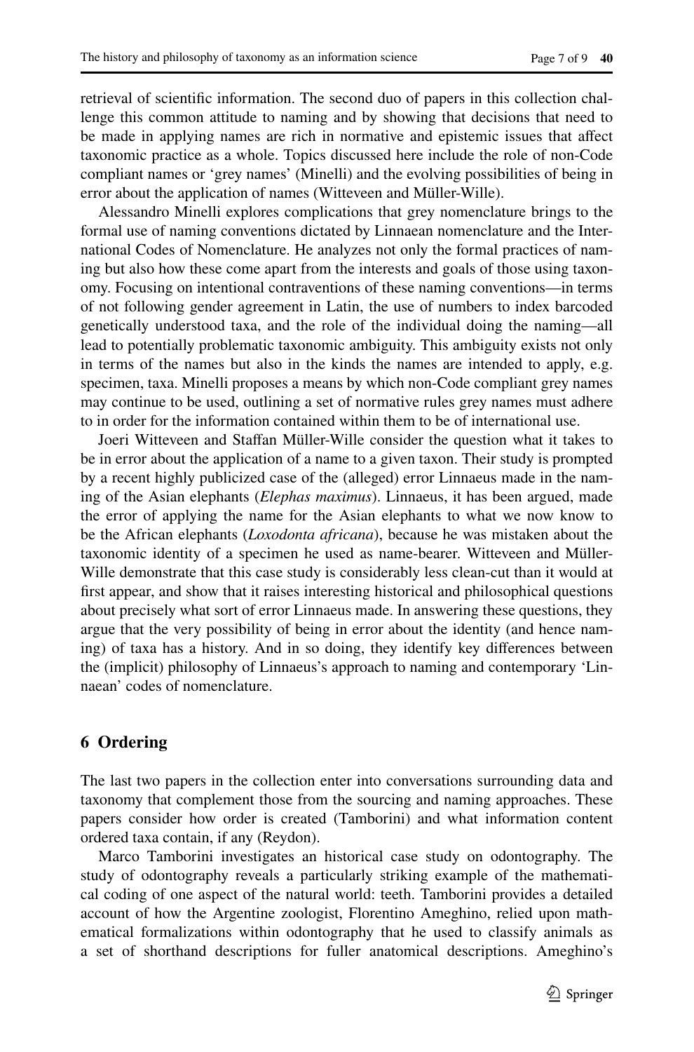retrieval of scientific information. The second duo of papers in this collection challenge this common attitude to naming and by showing that decisions that need to be made in applying names are rich in normative and epistemic issues that affect taxonomic practice as a whole. Topics discussed here include the role of non-Code compliant names or 'grey names' (Minelli) and the evolving possibilities of being in error about the application of names (Witteveen and Müller-Wille).

Alessandro Minelli explores complications that grey nomenclature brings to the formal use of naming conventions dictated by Linnaean nomenclature and the International Codes of Nomenclature. He analyzes not only the formal practices of naming but also how these come apart from the interests and goals of those using taxonomy. Focusing on intentional contraventions of these naming conventions—in terms of not following gender agreement in Latin, the use of numbers to index barcoded genetically understood taxa, and the role of the individual doing the naming—all lead to potentially problematic taxonomic ambiguity. This ambiguity exists not only in terms of the names but also in the kinds the names are intended to apply, e.g. specimen, taxa. Minelli proposes a means by which non-Code compliant grey names may continue to be used, outlining a set of normative rules grey names must adhere to in order for the information contained within them to be of international use.

Joeri Witteveen and Staffan Müller-Wille consider the question what it takes to be in error about the application of a name to a given taxon. Their study is prompted by a recent highly publicized case of the (alleged) error Linnaeus made in the naming of the Asian elephants (*Elephas maximus*). Linnaeus, it has been argued, made the error of applying the name for the Asian elephants to what we now know to be the African elephants (*Loxodonta africana*), because he was mistaken about the taxonomic identity of a specimen he used as name-bearer. Witteveen and Müller-Wille demonstrate that this case study is considerably less clean-cut than it would at first appear, and show that it raises interesting historical and philosophical questions about precisely what sort of error Linnaeus made. In answering these questions, they argue that the very possibility of being in error about the identity (and hence naming) of taxa has a history. And in so doing, they identify key differences between the (implicit) philosophy of Linnaeus's approach to naming and contemporary 'Linnaean' codes of nomenclature.

## 6 Ordering

The last two papers in the collection enter into conversations surrounding data and taxonomy that complement those from the sourcing and naming approaches. These papers consider how order is created (Tamborini) and what information content ordered taxa contain, if any (Reydon).

Marco Tamborini investigates an historical case study on odontography. The study of odontography reveals a particularly striking example of the mathematical coding of one aspect of the natural world: teeth. Tamborini provides a detailed account of how the Argentine zoologist, Florentino Ameghino, relied upon mathematical formalizations within odontography that he used to classify animals as a set of shorthand descriptions for fuller anatomical descriptions. Ameghino's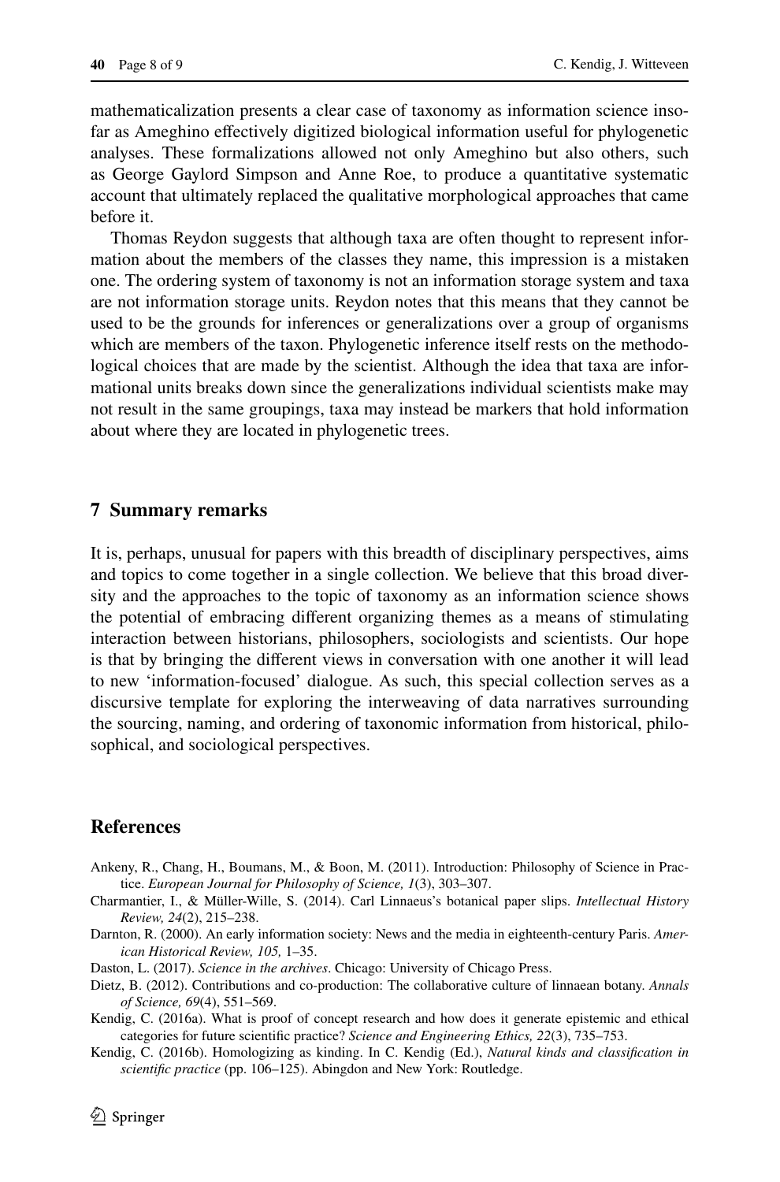mathematicalization presents a clear case of taxonomy as information science insofar as Ameghino effectively digitized biological information useful for phylogenetic analyses. These formalizations allowed not only Ameghino but also others, such as George Gaylord Simpson and Anne Roe, to produce a quantitative systematic account that ultimately replaced the qualitative morphological approaches that came before it.

Thomas Reydon suggests that although taxa are often thought to represent information about the members of the classes they name, this impression is a mistaken one. The ordering system of taxonomy is not an information storage system and taxa are not information storage units. Reydon notes that this means that they cannot be used to be the grounds for inferences or generalizations over a group of organisms which are members of the taxon. Phylogenetic inference itself rests on the methodological choices that are made by the scientist. Although the idea that taxa are informational units breaks down since the generalizations individual scientists make may not result in the same groupings, taxa may instead be markers that hold information about where they are located in phylogenetic trees.

## 7 Summary remarks

It is, perhaps, unusual for papers with this breadth of disciplinary perspectives, aims and topics to come together in a single collection. We believe that this broad diversity and the approaches to the topic of taxonomy as an information science shows the potential of embracing different organizing themes as a means of stimulating interaction between historians, philosophers, sociologists and scientists. Our hope is that by bringing the different views in conversation with one another it will lead to new 'information-focused' dialogue. As such, this special collection serves as a discursive template for exploring the interweaving of data narratives surrounding the sourcing, naming, and ordering of taxonomic information from historical, philosophical, and sociological perspectives.

## References

Ankeny, R., Chang, H., Boumans, M., & Boon, M. (2011). Introduction: Philosophy of Science in Practice. *European Journal for Philosophy of Science, 1*(3), 303–307.

Charmantier, I., & Müller-Wille, S. (2014). Carl Linnaeus's botanical paper slips. *Intellectual History Review, 24*(2), 215–238.

Darnton, R. (2000). An early information society: News and the media in eighteenth-century Paris. *American Historical Review, 105,* 1–35.

Daston, L. (2017). *Science in the archives*. Chicago: University of Chicago Press.

Dietz, B. (2012). Contributions and co-production: The collaborative culture of linnaean botany. *Annals of Science, 69*(4), 551–569.

Kendig, C. (2016a). What is proof of concept research and how does it generate epistemic and ethical categories for future scientific practice? *Science and Engineering Ethics, 22*(3), 735–753.

Kendig, C. (2016b). Homologizing as kinding. In C. Kendig (Ed.), *Natural kinds and classification in scientific practice* (pp. 106–125). Abingdon and New York: Routledge.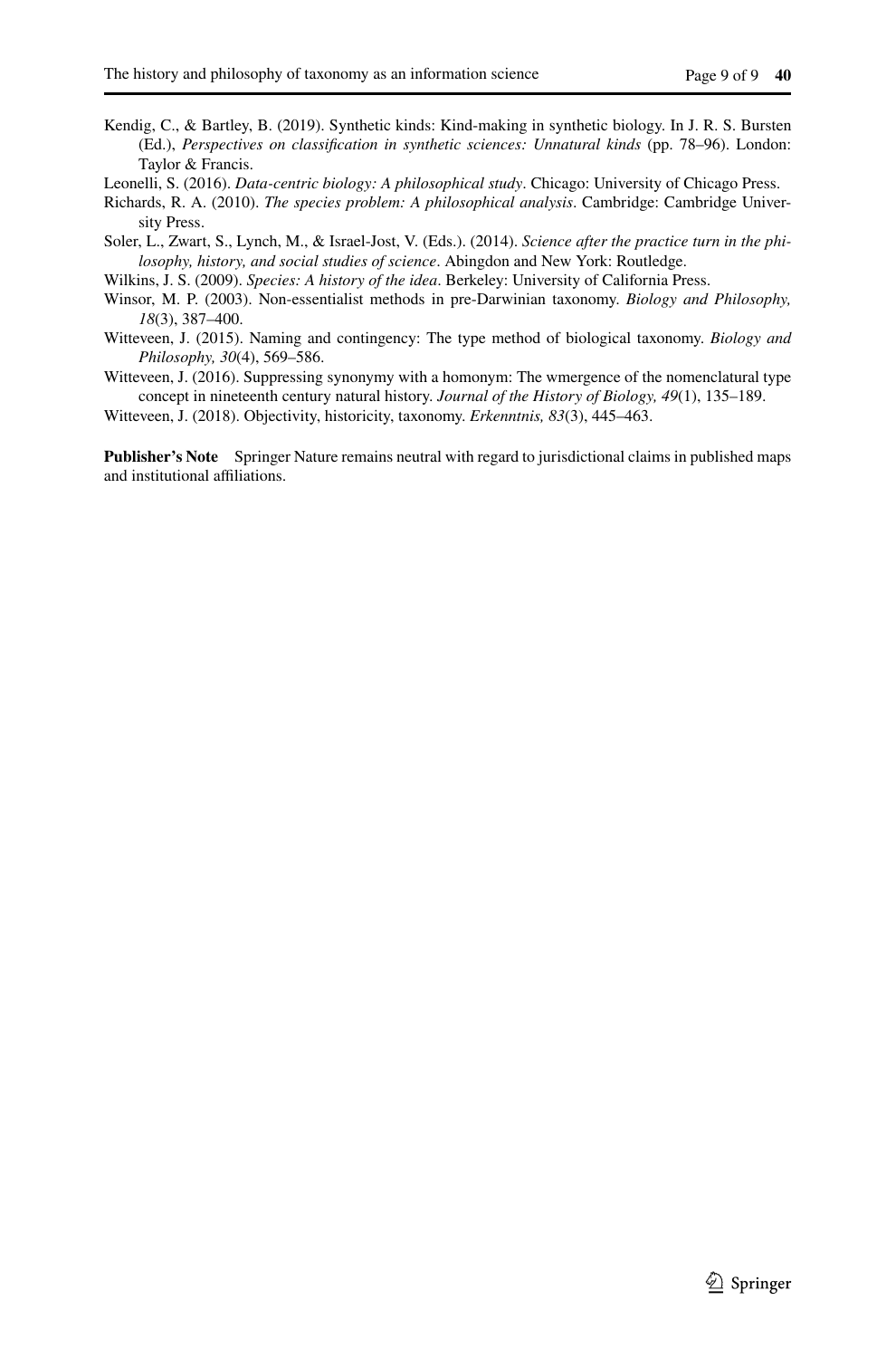Kendig, C., & Bartley, B. (2019). Synthetic kinds: Kind-making in synthetic biology. In J. R. S. Bursten (Ed.), *Perspectives on classification in synthetic sciences: Unnatural kinds* (pp. 78–96). London: Taylor & Francis.

Leonelli, S. (2016). *Data-centric biology: A philosophical study*. Chicago: University of Chicago Press.

Richards, R. A. (2010). *The species problem: A philosophical analysis*. Cambridge: Cambridge University Press.

Soler, L., Zwart, S., Lynch, M., & Israel-Jost, V. (Eds.). (2014). *Science after the practice turn in the philosophy, history, and social studies of science*. Abingdon and New York: Routledge.

Wilkins, J. S. (2009). *Species: A history of the idea*. Berkeley: University of California Press.

Winsor, M. P. (2003). Non-essentialist methods in pre-Darwinian taxonomy. *Biology and Philosophy, 18*(3), 387–400.

Witteveen, J. (2015). Naming and contingency: The type method of biological taxonomy. *Biology and Philosophy, 30*(4), 569–586.

Witteveen, J. (2016). Suppressing synonymy with a homonym: The wmergence of the nomenclatural type concept in nineteenth century natural history. *Journal of the History of Biology, 49*(1), 135–189.

Witteveen, J. (2018). Objectivity, historicity, taxonomy. *Erkenntnis, 83*(3), 445–463.

**Publisher's Note** Springer Nature remains neutral with regard to jurisdictional claims in published maps and institutional affiliations.